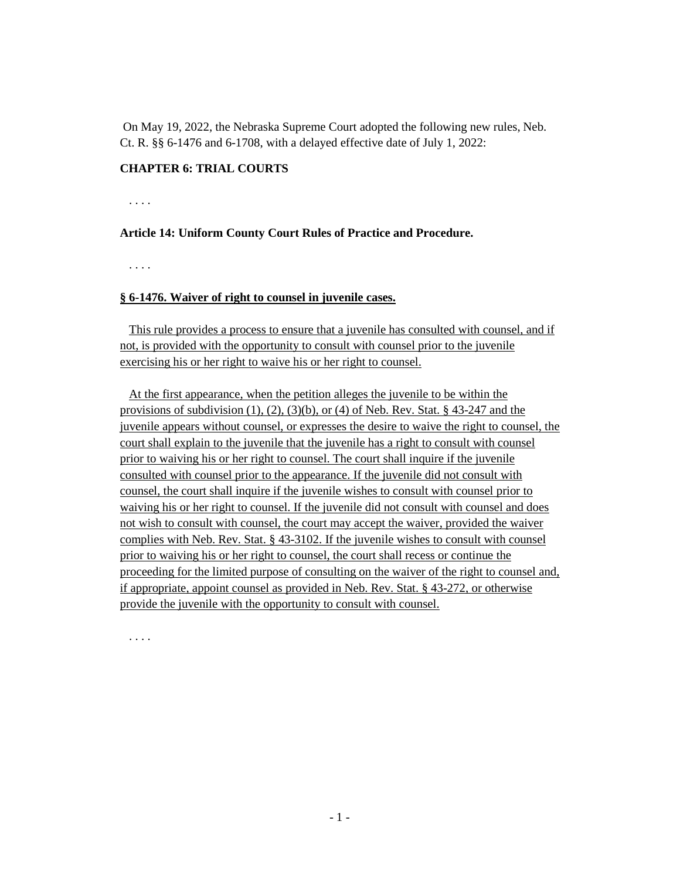On May 19, 2022, the Nebraska Supreme Court adopted the following new rules, Neb. Ct. R. §§ 6-1476 and 6-1708, with a delayed effective date of July 1, 2022:

**CHAPTER 6: TRIAL COURTS**

. . . .

**Article 14: Uniform County Court Rules of Practice and Procedure.**

. . . .

**§ 6-1476. Waiver of right to counsel in juvenile cases.**

This rule provides a process to ensure that a juvenile has consulted with counsel, and if not, is provided with the opportunity to consult with counsel prior to the juvenile exercising his or her right to waive his or her right to counsel.

At the first appearance, when the petition alleges the juvenile to be within the provisions of subdivision (1), (2), (3)(b), or (4) of Neb. Rev. Stat. § 43-247 and the juvenile appears without counsel, or expresses the desire to waive the right to counsel, the court shall explain to the juvenile that the juvenile has a right to consult with counsel prior to waiving his or her right to counsel. The court shall inquire if the juvenile consulted with counsel prior to the appearance. If the juvenile did not consult with counsel, the court shall inquire if the juvenile wishes to consult with counsel prior to waiving his or her right to counsel. If the juvenile did not consult with counsel and does not wish to consult with counsel, the court may accept the waiver, provided the waiver complies with Neb. Rev. Stat. § 43-3102. If the juvenile wishes to consult with counsel prior to waiving his or her right to counsel, the court shall recess or continue the proceeding for the limited purpose of consulting on the waiver of the right to counsel and, if appropriate, appoint counsel as provided in Neb. Rev. Stat. § 43-272, or otherwise provide the juvenile with the opportunity to consult with counsel.

. . . .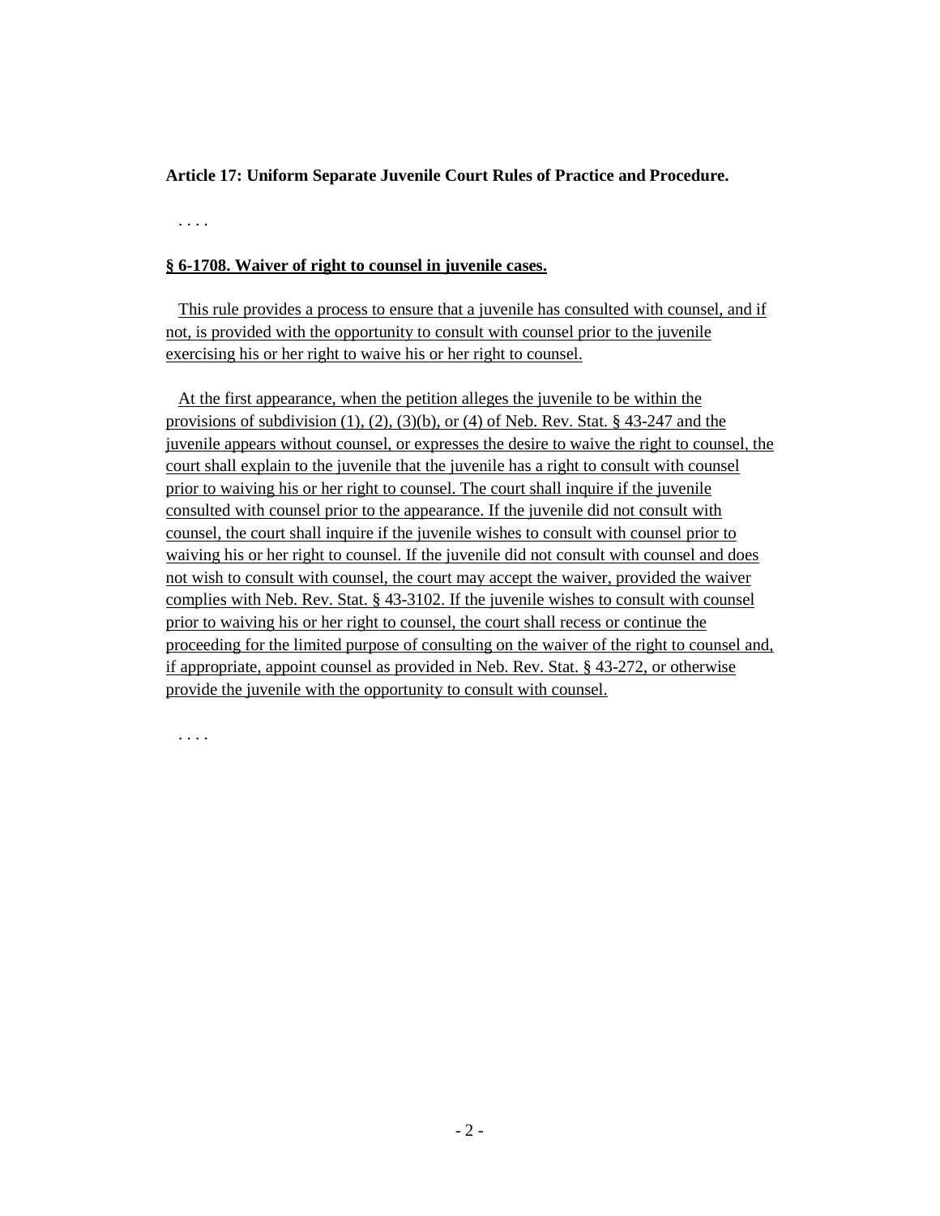**Article 17: Uniform Separate Juvenile Court Rules of Practice and Procedure.**

. . . .

**§ 6-1708. Waiver of right to counsel in juvenile cases.**

This rule provides a process to ensure that a juvenile has consulted with counsel, and if not, is provided with the opportunity to consult with counsel prior to the juvenile exercising his or her right to waive his or her right to counsel.

At the first appearance, when the petition alleges the juvenile to be within the provisions of subdivision (1), (2), (3)(b), or (4) of Neb. Rev. Stat. § 43-247 and the juvenile appears without counsel, or expresses the desire to waive the right to counsel, the court shall explain to the juvenile that the juvenile has a right to consult with counsel prior to waiving his or her right to counsel. The court shall inquire if the juvenile consulted with counsel prior to the appearance. If the juvenile did not consult with counsel, the court shall inquire if the juvenile wishes to consult with counsel prior to waiving his or her right to counsel. If the juvenile did not consult with counsel and does not wish to consult with counsel, the court may accept the waiver, provided the waiver complies with Neb. Rev. Stat. § 43-3102. If the juvenile wishes to consult with counsel prior to waiving his or her right to counsel, the court shall recess or continue the proceeding for the limited purpose of consulting on the waiver of the right to counsel and, if appropriate, appoint counsel as provided in Neb. Rev. Stat. § 43-272, or otherwise provide the juvenile with the opportunity to consult with counsel.

. . . .